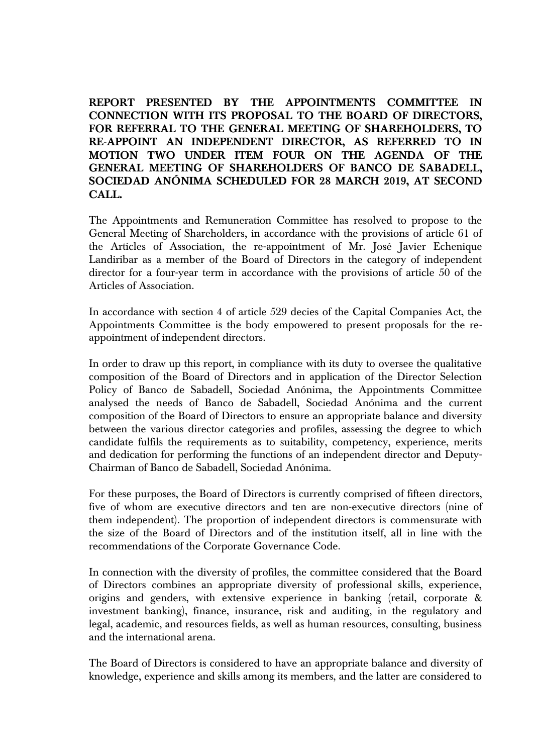**REPORT PRESENTED BY THE APPOINTMENTS COMMITTEE IN CONNECTION WITH ITS PROPOSAL TO THE BOARD OF DIRECTORS, FOR REFERRAL TO THE GENERAL MEETING OF SHAREHOLDERS, TO RE-APPOINT AN INDEPENDENT DIRECTOR, AS REFERRED TO IN MOTION TWO UNDER ITEM FOUR ON THE AGENDA OF THE GENERAL MEETING OF SHAREHOLDERS OF BANCO DE SABADELL, SOCIEDAD ANÓNIMA SCHEDULED FOR 28 MARCH 2019, AT SECOND CALL.**

The Appointments and Remuneration Committee has resolved to propose to the General Meeting of Shareholders, in accordance with the provisions of article 61 of the Articles of Association, the re-appointment of Mr. José Javier Echenique Landiribar as a member of the Board of Directors in the category of independent director for a four-year term in accordance with the provisions of article 50 of the Articles of Association.

In accordance with section 4 of article 529 decies of the Capital Companies Act, the Appointments Committee is the body empowered to present proposals for the re-appointment of independent directors.

In order to draw up this report, in compliance with its duty to oversee the qualitative composition of the Board of Directors and in application of the Director Selection Policy of Banco de Sabadell, Sociedad Anónima, the Appointments Committee analysed the needs of Banco de Sabadell, Sociedad Anónima and the current composition of the Board of Directors to ensure an appropriate balance and diversity between the various director categories and profiles, assessing the degree to which candidate fulfils the requirements as to suitability, competency, experience, merits and dedication for performing the functions of an independent director and Deputy-Chairman of Banco de Sabadell, Sociedad Anónima.

For these purposes, the Board of Directors is currently comprised of fifteen directors, five of whom are executive directors and ten are non-executive directors (nine of them independent). The proportion of independent directors is commensurate with the size of the Board of Directors and of the institution itself, all in line with the recommendations of the Corporate Governance Code.

In connection with the diversity of profiles, the committee considered that the Board of Directors combines an appropriate diversity of professional skills, experience, origins and genders, with extensive experience in banking (retail, corporate & investment banking), finance, insurance, risk and auditing, in the regulatory and legal, academic, and resources fields, as well as human resources, consulting, business and the international arena.

The Board of Directors is considered to have an appropriate balance and diversity of knowledge, experience and skills among its members, and the latter are considered to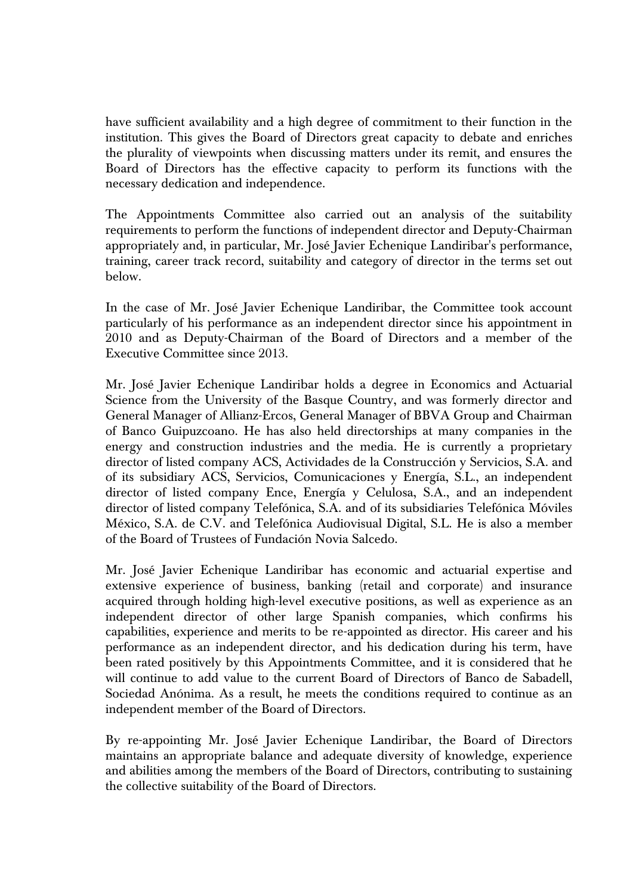have sufficient availability and a high degree of commitment to their function in the institution. This gives the Board of Directors great capacity to debate and enriches the plurality of viewpoints when discussing matters under its remit, and ensures the Board of Directors has the effective capacity to perform its functions with the necessary dedication and independence.

The Appointments Committee also carried out an analysis of the suitability requirements to perform the functions of independent director and Deputy-Chairman appropriately and, in particular, Mr. José Javier Echenique Landiribar's performance, training, career track record, suitability and category of director in the terms set out below.

In the case of Mr. José Javier Echenique Landiribar, the Committee took account particularly of his performance as an independent director since his appointment in 2010 and as Deputy-Chairman of the Board of Directors and a member of the Executive Committee since 2013.

Mr. José Javier Echenique Landiribar holds a degree in Economics and Actuarial Science from the University of the Basque Country, and was formerly director and General Manager of Allianz-Ercos, General Manager of BBVA Group and Chairman of Banco Guipuzcoano. He has also held directorships at many companies in the energy and construction industries and the media. He is currently a proprietary director of listed company ACS, Actividades de la Construcción y Servicios, S.A. and of its subsidiary ACS, Servicios, Comunicaciones y Energía, S.L., an independent director of listed company Ence, Energía y Celulosa, S.A., and an independent director of listed company Telefónica, S.A. and of its subsidiaries Telefónica Móviles México, S.A. de C.V. and Telefónica Audiovisual Digital, S.L. He is also a member of the Board of Trustees of Fundación Novia Salcedo.

Mr. José Javier Echenique Landiribar has economic and actuarial expertise and extensive experience of business, banking (retail and corporate) and insurance acquired through holding high-level executive positions, as well as experience as an independent director of other large Spanish companies, which confirms his capabilities, experience and merits to be re-appointed as director. His career and his performance as an independent director, and his dedication during his term, have been rated positively by this Appointments Committee, and it is considered that he will continue to add value to the current Board of Directors of Banco de Sabadell, Sociedad Anónima. As a result, he meets the conditions required to continue as an independent member of the Board of Directors.

By re-appointing Mr. José Javier Echenique Landiribar, the Board of Directors maintains an appropriate balance and adequate diversity of knowledge, experience and abilities among the members of the Board of Directors, contributing to sustaining the collective suitability of the Board of Directors.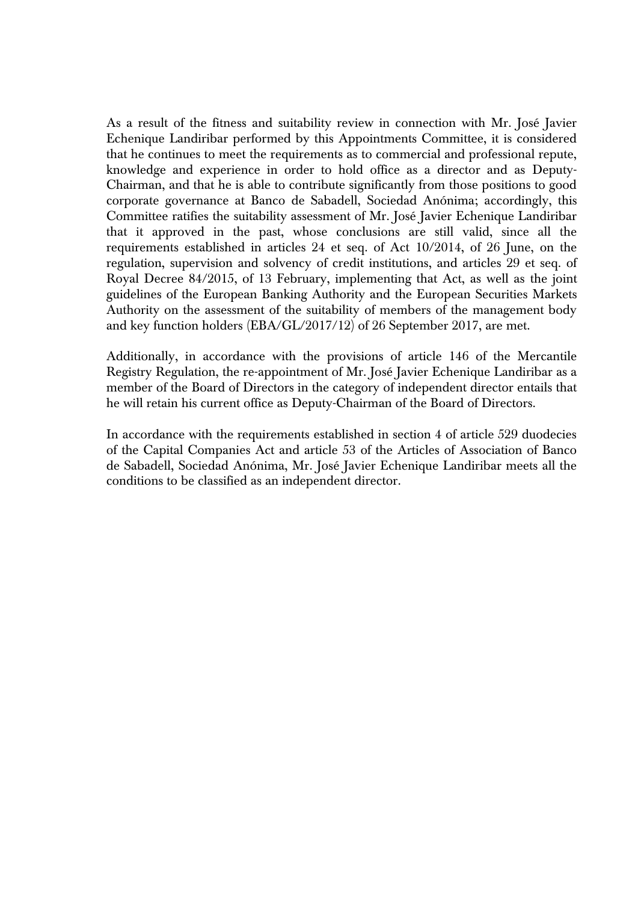As a result of the fitness and suitability review in connection with Mr. José Javier Echenique Landiribar performed by this Appointments Committee, it is considered that he continues to meet the requirements as to commercial and professional repute, knowledge and experience in order to hold office as a director and as Deputy-Chairman, and that he is able to contribute significantly from those positions to good corporate governance at Banco de Sabadell, Sociedad Anónima; accordingly, this Committee ratifies the suitability assessment of Mr. José Javier Echenique Landiribar that it approved in the past, whose conclusions are still valid, since all the requirements established in articles 24 et seq. of Act 10/2014, of 26 June, on the regulation, supervision and solvency of credit institutions, and articles 29 et seq. of Royal Decree 84/2015, of 13 February, implementing that Act, as well as the joint guidelines of the European Banking Authority and the European Securities Markets Authority on the assessment of the suitability of members of the management body and key function holders (EBA/GL/2017/12) of 26 September 2017, are met.

Additionally, in accordance with the provisions of article 146 of the Mercantile Registry Regulation, the re-appointment of Mr. José Javier Echenique Landiribar as a member of the Board of Directors in the category of independent director entails that he will retain his current office as Deputy-Chairman of the Board of Directors.

In accordance with the requirements established in section 4 of article 529 duodecies of the Capital Companies Act and article 53 of the Articles of Association of Banco de Sabadell, Sociedad Anónima, Mr. José Javier Echenique Landiribar meets all the conditions to be classified as an independent director.